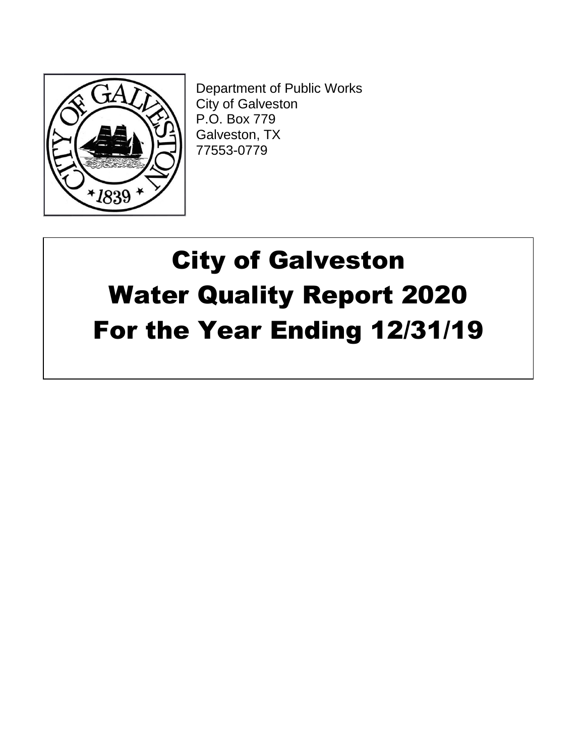Department of Public Works
City of Galveston
P.O. Box 779
Galveston, TX
77553-0779

# City of Galveston Water Quality Report 2020 For the Year Ending 12/31/19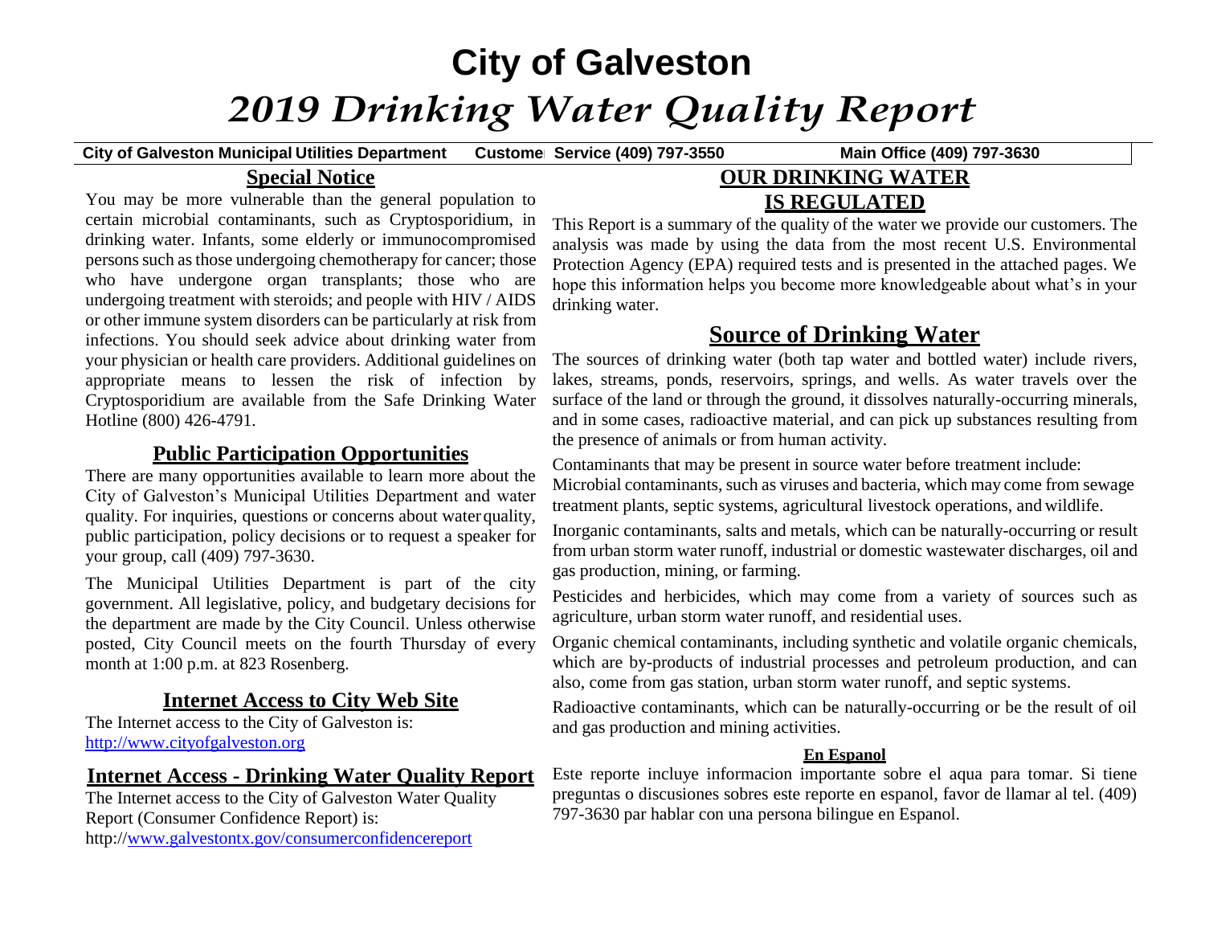# City of Galveston

# *2019 Drinking Water Quality Report*

**City of Galveston Municipal Utilities Department   Customer Service (409) 797-3550   Main Office (409) 797-3630**

## Special Notice

You may be more vulnerable than the general population to certain microbial contaminants, such as Cryptosporidium, in drinking water. Infants, some elderly or immunocompromised persons such as those undergoing chemotherapy for cancer; those who have undergone organ transplants; those who are undergoing treatment with steroids; and people with HIV / AIDS or other immune system disorders can be particularly at risk from infections. You should seek advice about drinking water from your physician or health care providers. Additional guidelines on appropriate means to lessen the risk of infection by Cryptosporidium are available from the Safe Drinking Water Hotline (800) 426-4791.

## Public Participation Opportunities

There are many opportunities available to learn more about the City of Galveston's Municipal Utilities Department and water quality. For inquiries, questions or concerns about water quality, public participation, policy decisions or to request a speaker for your group, call (409) 797-3630.

The Municipal Utilities Department is part of the city government. All legislative, policy, and budgetary decisions for the department are made by the City Council. Unless otherwise posted, City Council meets on the fourth Thursday of every month at 1:00 p.m. at 823 Rosenberg.

## Internet Access to City Web Site

The Internet access to the City of Galveston is:
http://www.cityofgalveston.org

## Internet Access - Drinking Water Quality Report

The Internet access to the City of Galveston Water Quality Report (Consumer Confidence Report) is:
http://www.galvestontx.gov/consumerconfidencereport

## OUR DRINKING WATER IS REGULATED

This Report is a summary of the quality of the water we provide our customers. The analysis was made by using the data from the most recent U.S. Environmental Protection Agency (EPA) required tests and is presented in the attached pages. We hope this information helps you become more knowledgeable about what's in your drinking water.

## Source of Drinking Water

The sources of drinking water (both tap water and bottled water) include rivers, lakes, streams, ponds, reservoirs, springs, and wells. As water travels over the surface of the land or through the ground, it dissolves naturally-occurring minerals, and in some cases, radioactive material, and can pick up substances resulting from the presence of animals or from human activity.

Contaminants that may be present in source water before treatment include:
Microbial contaminants, such as viruses and bacteria, which may come from sewage treatment plants, septic systems, agricultural livestock operations, and wildlife.

Inorganic contaminants, salts and metals, which can be naturally-occurring or result from urban storm water runoff, industrial or domestic wastewater discharges, oil and gas production, mining, or farming.

Pesticides and herbicides, which may come from a variety of sources such as agriculture, urban storm water runoff, and residential uses.

Organic chemical contaminants, including synthetic and volatile organic chemicals, which are by-products of industrial processes and petroleum production, and can also, come from gas station, urban storm water runoff, and septic systems.

Radioactive contaminants, which can be naturally-occurring or be the result of oil and gas production and mining activities.

### En Espanol

Este reporte incluye informacion importante sobre el aqua para tomar. Si tiene preguntas o discusiones sobres este reporte en espanol, favor de llamar al tel. (409) 797-3630 par hablar con una persona bilingue en Espanol.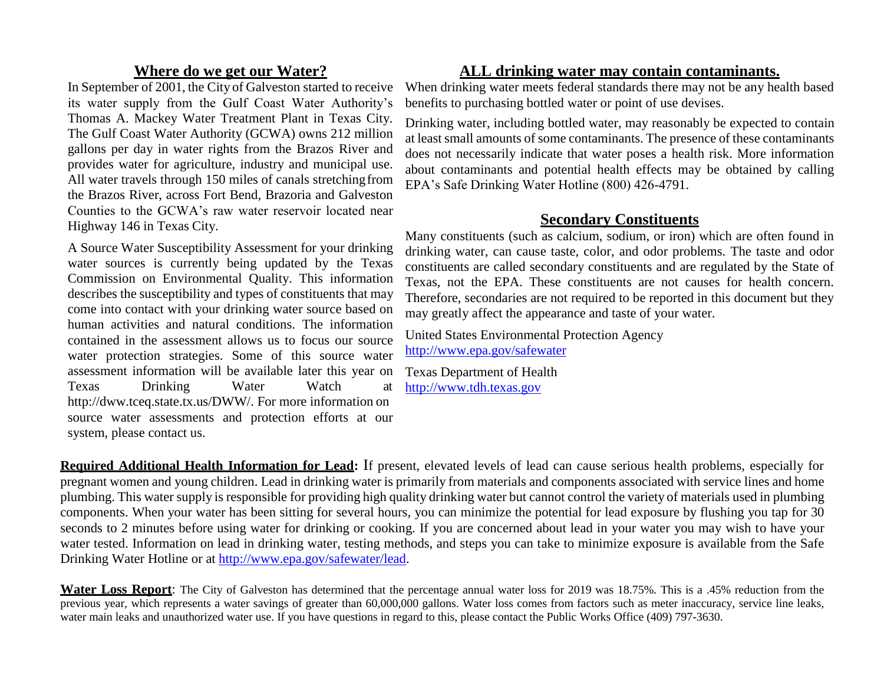## Where do we get our Water?

In September of 2001, the City of Galveston started to receive its water supply from the Gulf Coast Water Authority's Thomas A. Mackey Water Treatment Plant in Texas City. The Gulf Coast Water Authority (GCWA) owns 212 million gallons per day in water rights from the Brazos River and provides water for agriculture, industry and municipal use. All water travels through 150 miles of canals stretching from the Brazos River, across Fort Bend, Brazoria and Galveston Counties to the GCWA's raw water reservoir located near Highway 146 in Texas City.

A Source Water Susceptibility Assessment for your drinking water sources is currently being updated by the Texas Commission on Environmental Quality. This information describes the susceptibility and types of constituents that may come into contact with your drinking water source based on human activities and natural conditions. The information contained in the assessment allows us to focus our source water protection strategies. Some of this source water assessment information will be available later this year on Texas Drinking Water Watch at http://dww.tceq.state.tx.us/DWW/. For more information on source water assessments and protection efforts at our system, please contact us.

## ALL drinking water may contain contaminants.

When drinking water meets federal standards there may not be any health based benefits to purchasing bottled water or point of use devises.

Drinking water, including bottled water, may reasonably be expected to contain at least small amounts of some contaminants. The presence of these contaminants does not necessarily indicate that water poses a health risk. More information about contaminants and potential health effects may be obtained by calling EPA's Safe Drinking Water Hotline (800) 426-4791.

## Secondary Constituents

Many constituents (such as calcium, sodium, or iron) which are often found in drinking water, can cause taste, color, and odor problems. The taste and odor constituents are called secondary constituents and are regulated by the State of Texas, not the EPA. These constituents are not causes for health concern. Therefore, secondaries are not required to be reported in this document but they may greatly affect the appearance and taste of your water.

United States Environmental Protection Agency
http://www.epa.gov/safewater

Texas Department of Health
http://www.tdh.texas.gov

**Required Additional Health Information for Lead:** If present, elevated levels of lead can cause serious health problems, especially for pregnant women and young children. Lead in drinking water is primarily from materials and components associated with service lines and home plumbing. This water supply is responsible for providing high quality drinking water but cannot control the variety of materials used in plumbing components. When your water has been sitting for several hours, you can minimize the potential for lead exposure by flushing you tap for 30 seconds to 2 minutes before using water for drinking or cooking. If you are concerned about lead in your water you may wish to have your water tested. Information on lead in drinking water, testing methods, and steps you can take to minimize exposure is available from the Safe Drinking Water Hotline or at http://www.epa.gov/safewater/lead.

**Water Loss Report**: The City of Galveston has determined that the percentage annual water loss for 2019 was 18.75%. This is a .45% reduction from the previous year, which represents a water savings of greater than 60,000,000 gallons. Water loss comes from factors such as meter inaccuracy, service line leaks, water main leaks and unauthorized water use. If you have questions in regard to this, please contact the Public Works Office (409) 797-3630.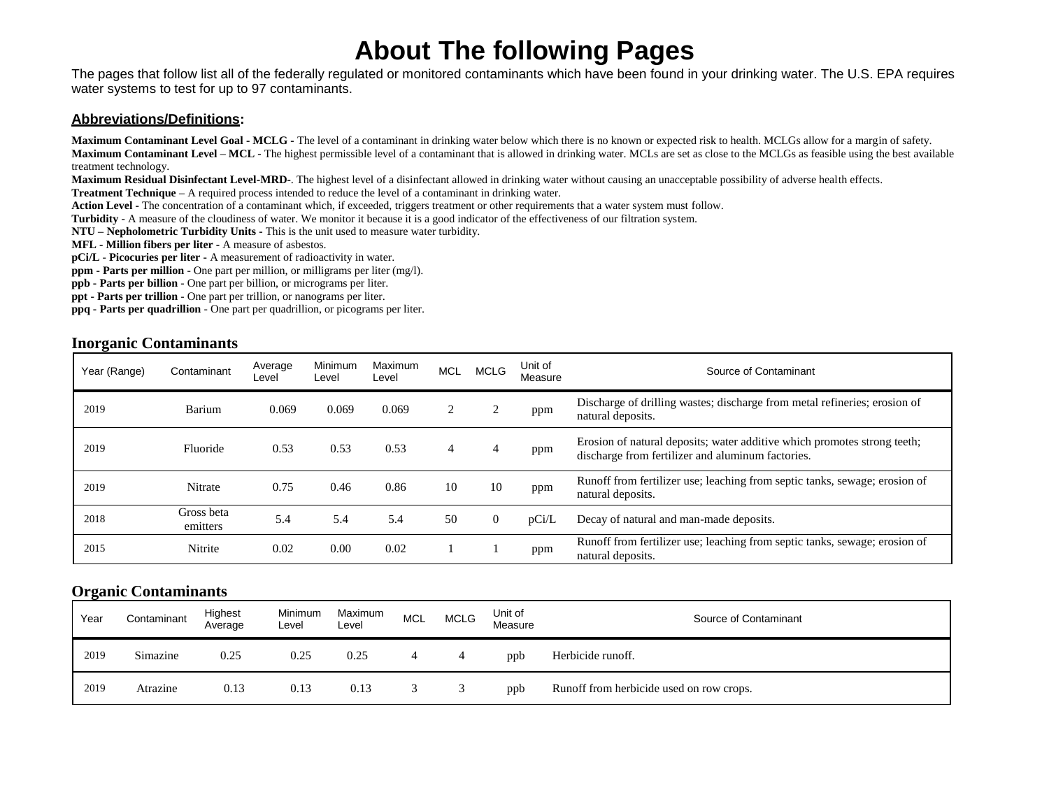# About The following Pages

The pages that follow list all of the federally regulated or monitored contaminants which have been found in your drinking water. The U.S. EPA requires water systems to test for up to 97 contaminants.

**Abbreviations/Definitions:**

**Maximum Contaminant Level Goal - MCLG -** The level of a contaminant in drinking water below which there is no known or expected risk to health. MCLGs allow for a margin of safety.
**Maximum Contaminant Level – MCL -** The highest permissible level of a contaminant that is allowed in drinking water. MCLs are set as close to the MCLGs as feasible using the best available treatment technology.
**Maximum Residual Disinfectant Level-MRD-**. The highest level of a disinfectant allowed in drinking water without causing an unacceptable possibility of adverse health effects.
**Treatment Technique –** A required process intended to reduce the level of a contaminant in drinking water.
**Action Level -** The concentration of a contaminant which, if exceeded, triggers treatment or other requirements that a water system must follow.
**Turbidity -** A measure of the cloudiness of water. We monitor it because it is a good indicator of the effectiveness of our filtration system.
**NTU – Nephelometric Turbidity Units -** This is the unit used to measure water turbidity.
**MFL - Million fibers per liter -** A measure of asbestos.
**pCi/L - Picocuries per liter -** A measurement of radioactivity in water.
**ppm - Parts per million** - One part per million, or milligrams per liter (mg/l).
**ppb - Parts per billion** - One part per billion, or micrograms per liter.
**ppt - Parts per trillion** - One part per trillion, or nanograms per liter.
**ppq - Parts per quadrillion** - One part per quadrillion, or picograms per liter.

## Inorganic Contaminants

| Year (Range) | Contaminant | Average Level | Minimum Level | Maximum Level | MCL | MCLG | Unit of Measure | Source of Contaminant |
|---|---|---|---|---|---|---|---|---|
| 2019 | Barium | 0.069 | 0.069 | 0.069 | 2 | 2 | ppm | Discharge of drilling wastes; discharge from metal refineries; erosion of natural deposits. |
| 2019 | Fluoride | 0.53 | 0.53 | 0.53 | 4 | 4 | ppm | Erosion of natural deposits; water additive which promotes strong teeth; discharge from fertilizer and aluminum factories. |
| 2019 | Nitrate | 0.75 | 0.46 | 0.86 | 10 | 10 | ppm | Runoff from fertilizer use; leaching from septic tanks, sewage; erosion of natural deposits. |
| 2018 | Gross beta emitters | 5.4 | 5.4 | 5.4 | 50 | 0 | pCi/L | Decay of natural and man-made deposits. |
| 2015 | Nitrite | 0.02 | 0.00 | 0.02 | 1 | 1 | ppm | Runoff from fertilizer use; leaching from septic tanks, sewage; erosion of natural deposits. |

## Organic Contaminants

| Year | Contaminant | Highest Average | Minimum Level | Maximum Level | MCL | MCLG | Unit of Measure | Source of Contaminant |
|---|---|---|---|---|---|---|---|---|
| 2019 | Simazine | 0.25 | 0.25 | 0.25 | 4 | 4 | ppb | Herbicide runoff. |
| 2019 | Atrazine | 0.13 | 0.13 | 0.13 | 3 | 3 | ppb | Runoff from herbicide used on row crops. |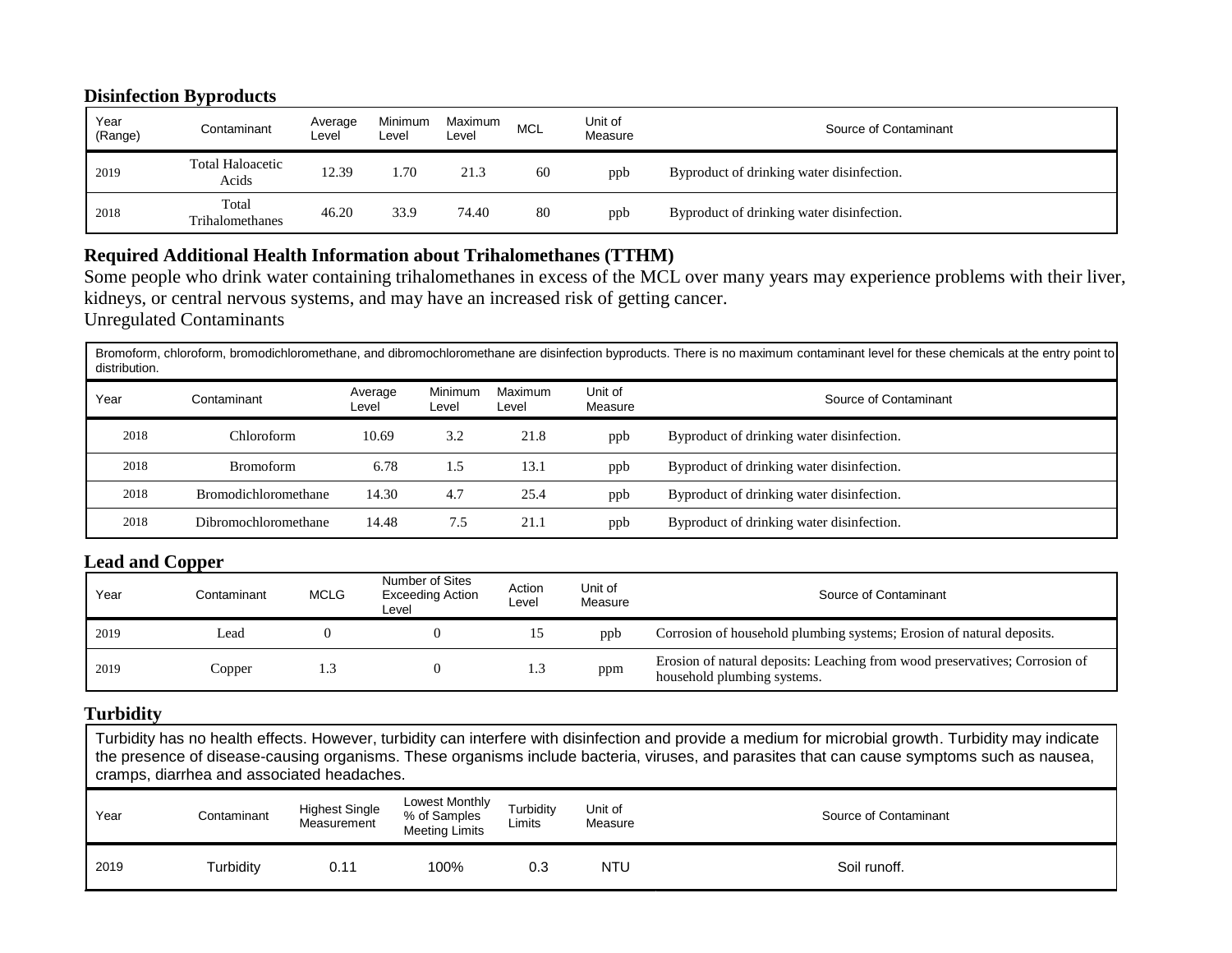## Disinfection Byproducts

| Year (Range) | Contaminant | Average Level | Minimum Level | Maximum Level | MCL | Unit of Measure | Source of Contaminant |
|---|---|---|---|---|---|---|---|
| 2019 | Total Haloacetic Acids | 12.39 | 1.70 | 21.3 | 60 | ppb | Byproduct of drinking water disinfection. |
| 2018 | Total Trihalomethanes | 46.20 | 33.9 | 74.40 | 80 | ppb | Byproduct of drinking water disinfection. |

## Required Additional Health Information about Trihalomethanes (TTHM)

Some people who drink water containing trihalomethanes in excess of the MCL over many years may experience problems with their liver, kidneys, or central nervous systems, and may have an increased risk of getting cancer.

Unregulated Contaminants

Bromoform, chloroform, bromodichloromethane, and dibromochloromethane are disinfection byproducts. There is no maximum contaminant level for these chemicals at the entry point to distribution.

| Year | Contaminant | Average Level | Minimum Level | Maximum Level | Unit of Measure | Source of Contaminant |
|---|---|---|---|---|---|---|
| 2018 | Chloroform | 10.69 | 3.2 | 21.8 | ppb | Byproduct of drinking water disinfection. |
| 2018 | Bromoform | 6.78 | 1.5 | 13.1 | ppb | Byproduct of drinking water disinfection. |
| 2018 | Bromodichloromethane | 14.30 | 4.7 | 25.4 | ppb | Byproduct of drinking water disinfection. |
| 2018 | Dibromochloromethane | 14.48 | 7.5 | 21.1 | ppb | Byproduct of drinking water disinfection. |

## Lead and Copper

| Year | Contaminant | MCLG | Number of Sites Exceeding Action Level | Action Level | Unit of Measure | Source of Contaminant |
|---|---|---|---|---|---|---|
| 2019 | Lead | 0 | 0 | 15 | ppb | Corrosion of household plumbing systems; Erosion of natural deposits. |
| 2019 | Copper | 1.3 | 0 | 1.3 | ppm | Erosion of natural deposits: Leaching from wood preservatives; Corrosion of household plumbing systems. |

## Turbidity

Turbidity has no health effects. However, turbidity can interfere with disinfection and provide a medium for microbial growth. Turbidity may indicate the presence of disease-causing organisms. These organisms include bacteria, viruses, and parasites that can cause symptoms such as nausea, cramps, diarrhea and associated headaches.

| Year | Contaminant | Highest Single Measurement | Lowest Monthly % of Samples Meeting Limits | Turbidity Limits | Unit of Measure | Source of Contaminant |
|---|---|---|---|---|---|---|
| 2019 | Turbidity | 0.11 | 100% | 0.3 | NTU | Soil runoff. |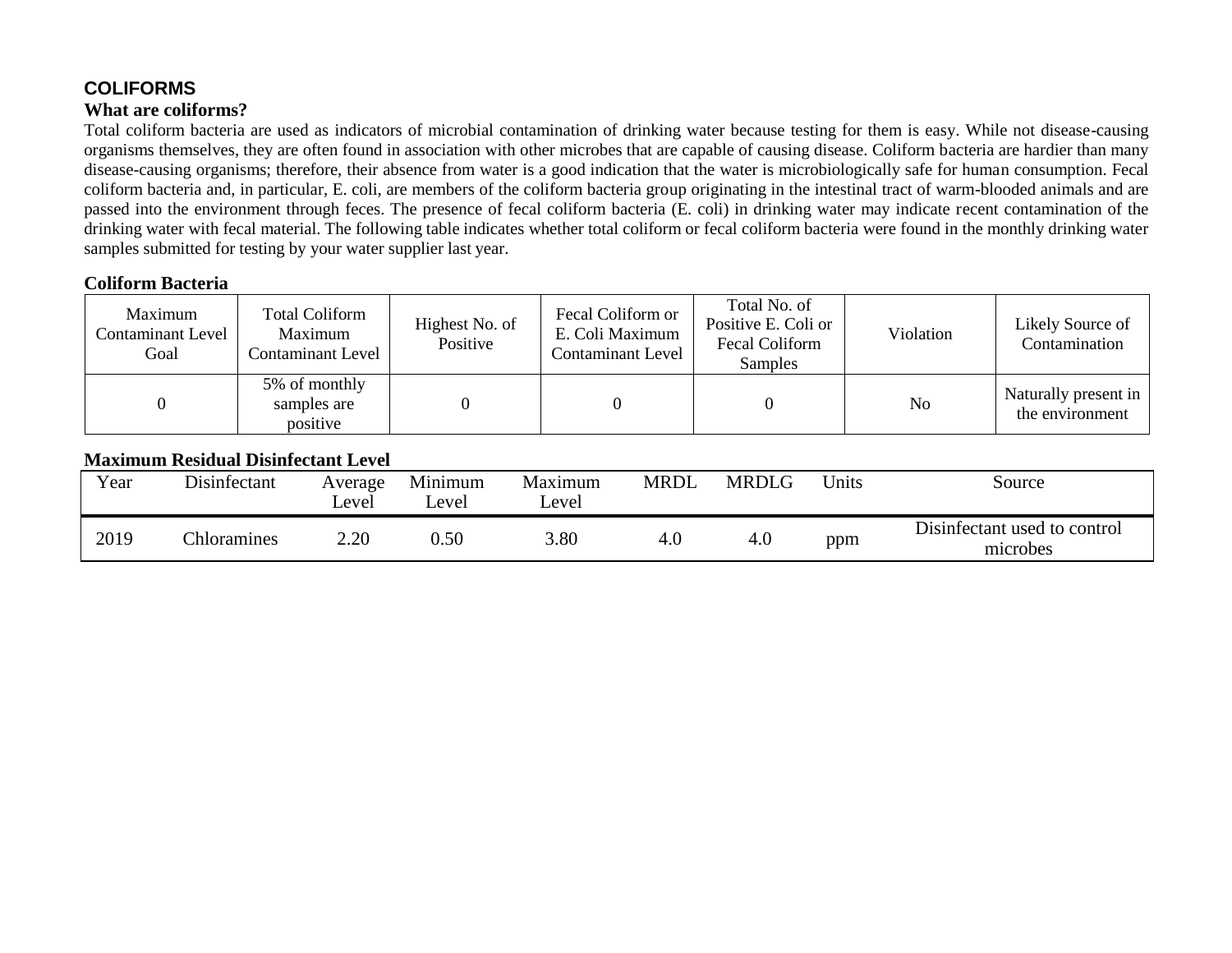## COLIFORMS

### What are coliforms?

Total coliform bacteria are used as indicators of microbial contamination of drinking water because testing for them is easy. While not disease-causing organisms themselves, they are often found in association with other microbes that are capable of causing disease. Coliform bacteria are hardier than many disease-causing organisms; therefore, their absence from water is a good indication that the water is microbiologically safe for human consumption. Fecal coliform bacteria and, in particular, E. coli, are members of the coliform bacteria group originating in the intestinal tract of warm-blooded animals and are passed into the environment through feces. The presence of fecal coliform bacteria (E. coli) in drinking water may indicate recent contamination of the drinking water with fecal material. The following table indicates whether total coliform or fecal coliform bacteria were found in the monthly drinking water samples submitted for testing by your water supplier last year.

**Coliform Bacteria**

| Maximum Contaminant Level Goal | Total Coliform Maximum Contaminant Level | Highest No. of Positive | Fecal Coliform or E. Coli Maximum Contaminant Level | Total No. of Positive E. Coli or Fecal Coliform Samples | Violation | Likely Source of Contamination |
|---|---|---|---|---|---|---|
| 0 | 5% of monthly samples are positive | 0 | 0 | 0 | No | Naturally present in the environment |

**Maximum Residual Disinfectant Level**

| Year | Disinfectant | Average Level | Minimum Level | Maximum Level | MRDL | MRDLG | Units | Source |
|---|---|---|---|---|---|---|---|---|
| 2019 | Chloramines | 2.20 | 0.50 | 3.80 | 4.0 | 4.0 | ppm | Disinfectant used to control microbes |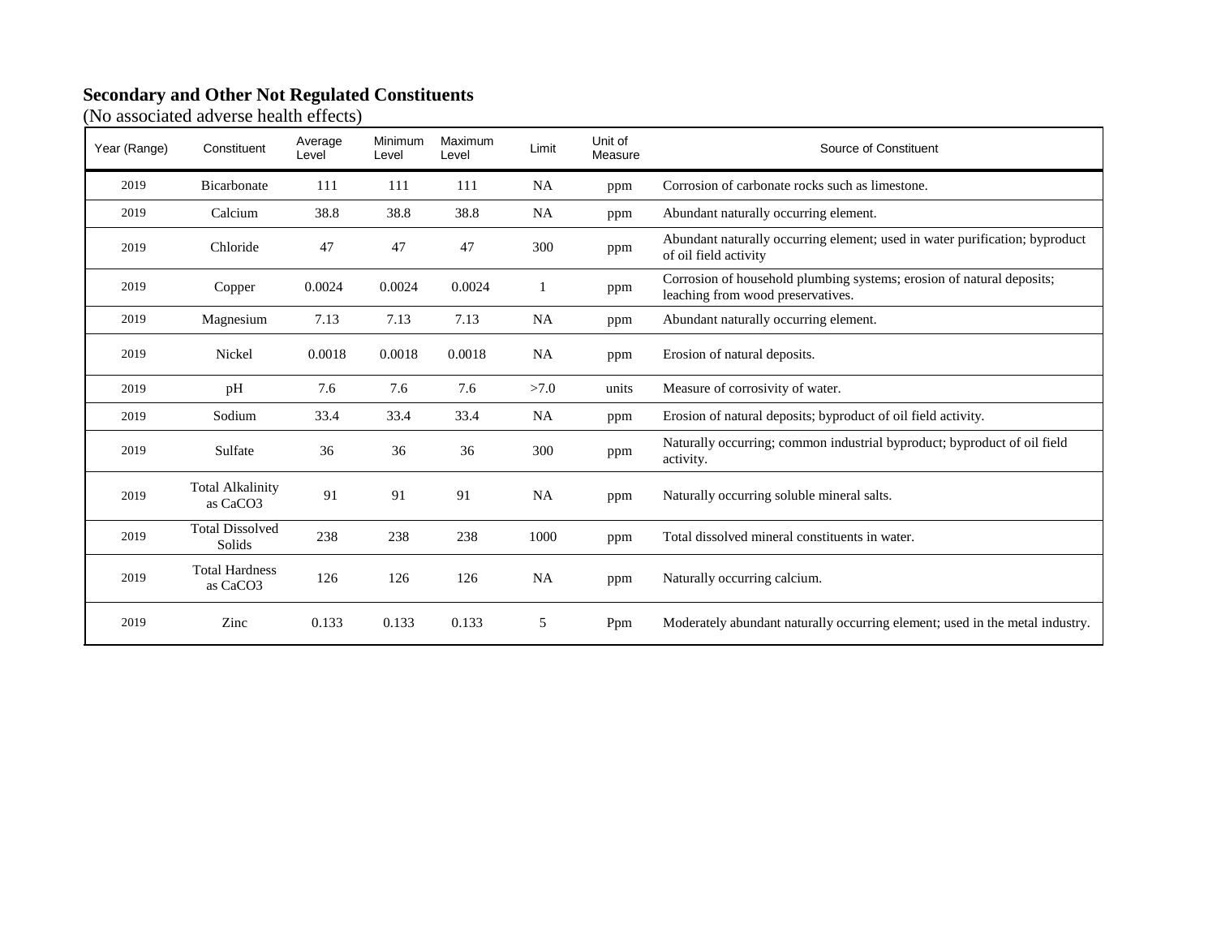**Secondary and Other Not Regulated Constituents**

(No associated adverse health effects)

| Year (Range) | Constituent | Average Level | Minimum Level | Maximum Level | Limit | Unit of Measure | Source of Constituent |
|---|---|---|---|---|---|---|---|
| 2019 | Bicarbonate | 111 | 111 | 111 | NA | ppm | Corrosion of carbonate rocks such as limestone. |
| 2019 | Calcium | 38.8 | 38.8 | 38.8 | NA | ppm | Abundant naturally occurring element. |
| 2019 | Chloride | 47 | 47 | 47 | 300 | ppm | Abundant naturally occurring element; used in water purification; byproduct of oil field activity |
| 2019 | Copper | 0.0024 | 0.0024 | 0.0024 | 1 | ppm | Corrosion of household plumbing systems; erosion of natural deposits; leaching from wood preservatives. |
| 2019 | Magnesium | 7.13 | 7.13 | 7.13 | NA | ppm | Abundant naturally occurring element. |
| 2019 | Nickel | 0.0018 | 0.0018 | 0.0018 | NA | ppm | Erosion of natural deposits. |
| 2019 | pH | 7.6 | 7.6 | 7.6 | >7.0 | units | Measure of corrosivity of water. |
| 2019 | Sodium | 33.4 | 33.4 | 33.4 | NA | ppm | Erosion of natural deposits; byproduct of oil field activity. |
| 2019 | Sulfate | 36 | 36 | 36 | 300 | ppm | Naturally occurring; common industrial byproduct; byproduct of oil field activity. |
| 2019 | Total Alkalinity as CaCO3 | 91 | 91 | 91 | NA | ppm | Naturally occurring soluble mineral salts. |
| 2019 | Total Dissolved Solids | 238 | 238 | 238 | 1000 | ppm | Total dissolved mineral constituents in water. |
| 2019 | Total Hardness as CaCO3 | 126 | 126 | 126 | NA | ppm | Naturally occurring calcium. |
| 2019 | Zinc | 0.133 | 0.133 | 0.133 | 5 | Ppm | Moderately abundant naturally occurring element; used in the metal industry. |